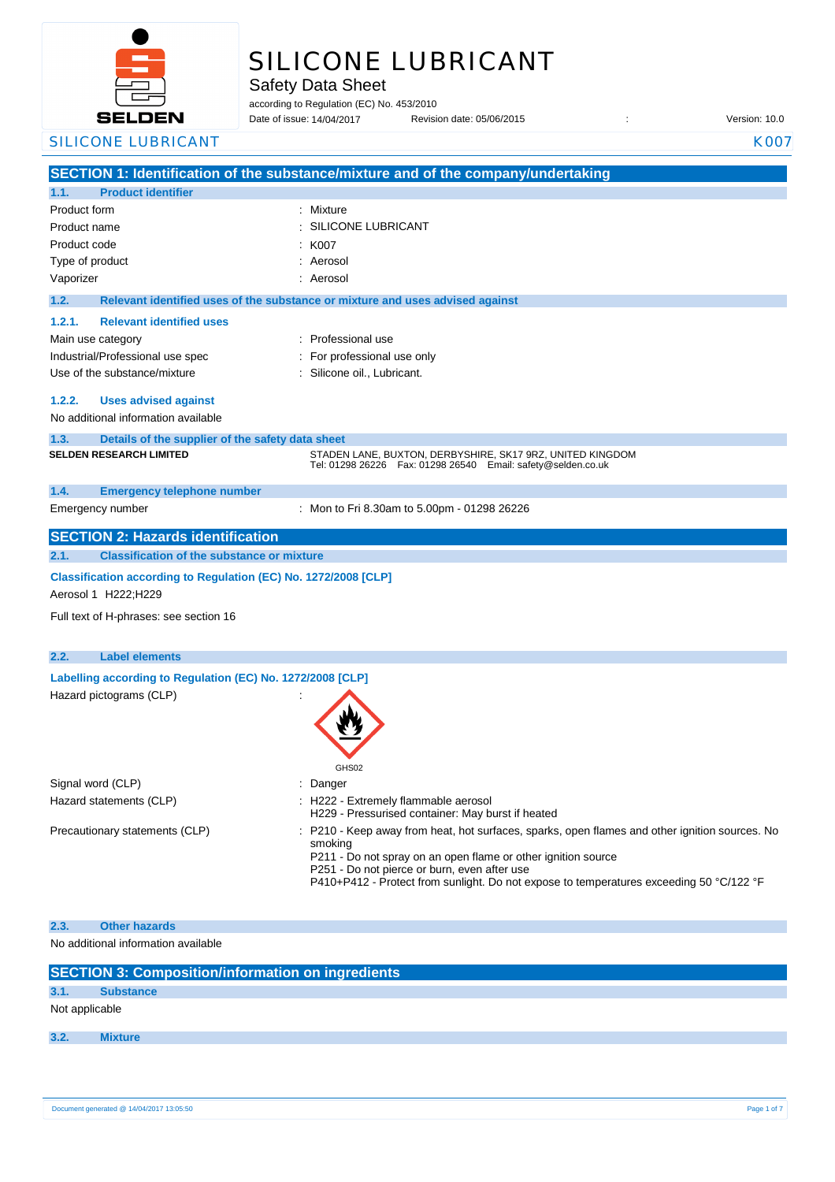# SILICONE LUBRICANT

Safety Data Sheet

according to Regulation (EC) No. 453/2010

Date of issue: 14/04/2017 Revision date: 05/06/2015 : Version: 10.0

## SECTION 1: Identification of the substance/mixture and of the company/undertaking

### 1.1. Product identifier

| | |
|---|---|
| Product form | : Mixture |
| Product name | : SILICONE LUBRICANT |
| Product code | : K007 |
| Type of product | : Aerosol |
| Vaporizer | : Aerosol |

### 1.2. Relevant identified uses of the substance or mixture and uses advised against

#### 1.2.1. Relevant identified uses

| | |
|---|---|
| Main use category | : Professional use |
| Industrial/Professional use spec | : For professional use only |
| Use of the substance/mixture | : Silicone oil., Lubricant. |

#### 1.2.2. Uses advised against

No additional information available

### 1.3. Details of the supplier of the safety data sheet

**SELDEN RESEARCH LIMITED**

STADEN LANE, BUXTON, DERBYSHIRE, SK17 9RZ, UNITED KINGDOM
Tel: 01298 26226 Fax: 01298 26540 Email: safety@selden.co.uk

### 1.4. Emergency telephone number

Emergency number : Mon to Fri 8.30am to 5.00pm - 01298 26226

## SECTION 2: Hazards identification

### 2.1. Classification of the substance or mixture

**Classification according to Regulation (EC) No. 1272/2008 [CLP]**

Aerosol 1 H222;H229

Full text of H-phrases: see section 16

### 2.2. Label elements

**Labelling according to Regulation (EC) No. 1272/2008 [CLP]**

Hazard pictograms (CLP) :

GHS02

| | |
|---|---|
| Signal word (CLP) | : Danger |
| Hazard statements (CLP) | : H222 - Extremely flammable aerosol<br>H229 - Pressurised container: May burst if heated |
| Precautionary statements (CLP) | : P210 - Keep away from heat, hot surfaces, sparks, open flames and other ignition sources. No smoking<br>P211 - Do not spray on an open flame or other ignition source<br>P251 - Do not pierce or burn, even after use<br>P410+P412 - Protect from sunlight. Do not expose to temperatures exceeding 50 °C/122 °F |

### 2.3. Other hazards

No additional information available

## SECTION 3: Composition/information on ingredients

### 3.1. Substance

Not applicable

### 3.2. Mixture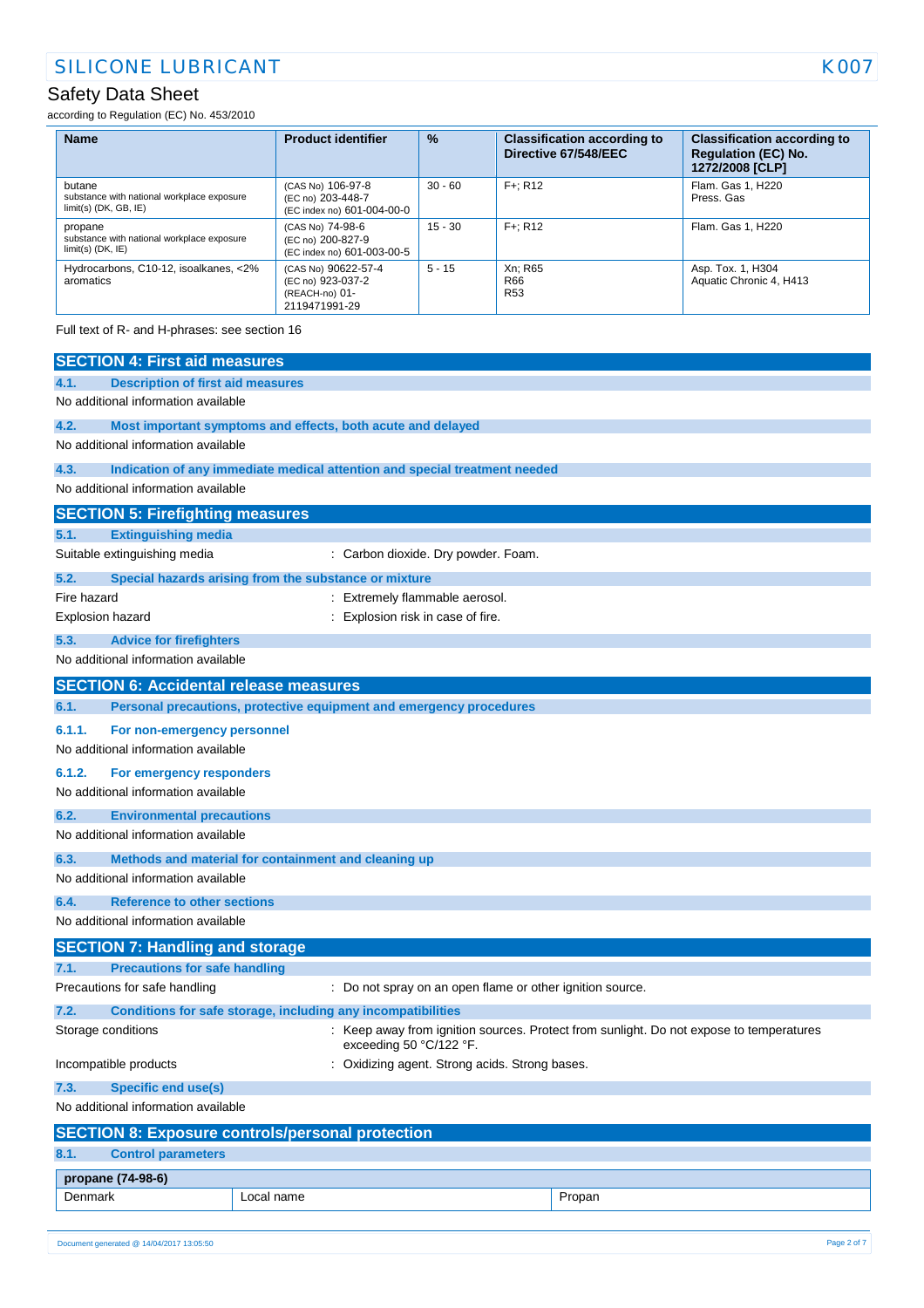| Name | Product identifier | % | Classification according to Directive 67/548/EEC | Classification according to Regulation (EC) No. 1272/2008 [CLP] |
|---|---|---|---|---|
| butane<br>substance with national workplace exposure limit(s) (DK, GB, IE) | (CAS No) 106-97-8<br>(EC no) 203-448-7<br>(EC index no) 601-004-00-0 | 30 - 60 | F+; R12 | Flam. Gas 1, H220<br>Press. Gas |
| propane<br>substance with national workplace exposure limit(s) (DK, IE) | (CAS No) 74-98-6<br>(EC no) 200-827-9<br>(EC index no) 601-003-00-5 | 15 - 30 | F+; R12 | Flam. Gas 1, H220 |
| Hydrocarbons, C10-12, isoalkanes, <2% aromatics | (CAS No) 90622-57-4<br>(EC no) 923-037-2<br>(REACH-no) 01-2119471991-29 | 5 - 15 | Xn; R65<br>R66<br>R53 | Asp. Tox. 1, H304<br>Aquatic Chronic 4, H413 |

Full text of R- and H-phrases: see section 16

## SECTION 4: First aid measures

### 4.1. Description of first aid measures

No additional information available

### 4.2. Most important symptoms and effects, both acute and delayed

No additional information available

### 4.3. Indication of any immediate medical attention and special treatment needed

No additional information available

## SECTION 5: Firefighting measures

### 5.1. Extinguishing media

Suitable extinguishing media : Carbon dioxide. Dry powder. Foam.

### 5.2. Special hazards arising from the substance or mixture

Fire hazard : Extremely flammable aerosol.

Explosion hazard : Explosion risk in case of fire.

### 5.3. Advice for firefighters

No additional information available

## SECTION 6: Accidental release measures

### 6.1. Personal precautions, protective equipment and emergency procedures

#### 6.1.1. For non-emergency personnel

No additional information available

#### 6.1.2. For emergency responders

No additional information available

### 6.2. Environmental precautions

No additional information available

### 6.3. Methods and material for containment and cleaning up

No additional information available

### 6.4. Reference to other sections

No additional information available

## SECTION 7: Handling and storage

### 7.1. Precautions for safe handling

Precautions for safe handling : Do not spray on an open flame or other ignition source.

### 7.2. Conditions for safe storage, including any incompatibilities

Storage conditions : Keep away from ignition sources. Protect from sunlight. Do not expose to temperatures exceeding 50 °C/122 °F.

Incompatible products : Oxidizing agent. Strong acids. Strong bases.

### 7.3. Specific end use(s)

No additional information available

## SECTION 8: Exposure controls/personal protection

### 8.1. Control parameters

| propane (74-98-6) | | |
|---|---|---|
| Denmark | Local name | Propan |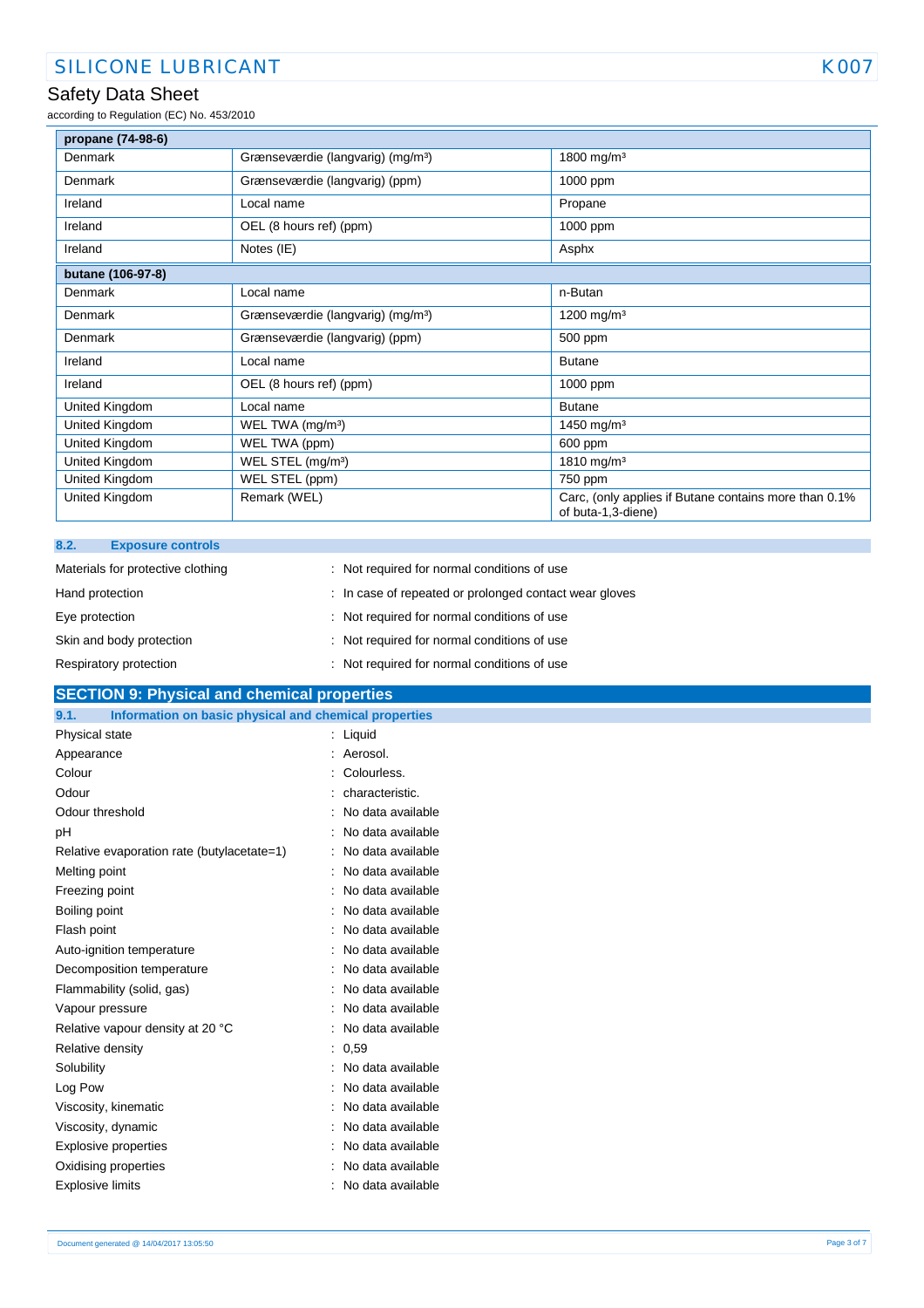| propane (74-98-6) | | |
|---|---|---|
| Denmark | Grænseværdie (langvarig) (mg/m³) | 1800 mg/m³ |
| Denmark | Grænseværdie (langvarig) (ppm) | 1000 ppm |
| Ireland | Local name | Propane |
| Ireland | OEL (8 hours ref) (ppm) | 1000 ppm |
| Ireland | Notes (IE) | Asphx |
| **butane (106-97-8)** | | |
| Denmark | Local name | n-Butan |
| Denmark | Grænseværdie (langvarig) (mg/m³) | 1200 mg/m³ |
| Denmark | Grænseværdie (langvarig) (ppm) | 500 ppm |
| Ireland | Local name | Butane |
| Ireland | OEL (8 hours ref) (ppm) | 1000 ppm |
| United Kingdom | Local name | Butane |
| United Kingdom | WEL TWA (mg/m³) | 1450 mg/m³ |
| United Kingdom | WEL TWA (ppm) | 600 ppm |
| United Kingdom | WEL STEL (mg/m³) | 1810 mg/m³ |
| United Kingdom | WEL STEL (ppm) | 750 ppm |
| United Kingdom | Remark (WEL) | Carc, (only applies if Butane contains more than 0.1% of buta-1,3-diene) |

### 8.2. Exposure controls

Materials for protective clothing : Not required for normal conditions of use

Hand protection : In case of repeated or prolonged contact wear gloves

Eye protection : Not required for normal conditions of use

Skin and body protection : Not required for normal conditions of use

Respiratory protection : Not required for normal conditions of use

## SECTION 9: Physical and chemical properties

### 9.1. Information on basic physical and chemical properties

Physical state : Liquid

Appearance : Aerosol.

Colour : Colourless.

Odour : characteristic.

Odour threshold : No data available

pH : No data available

Relative evaporation rate (butylacetate=1) : No data available

Melting point : No data available

Freezing point : No data available

Boiling point : No data available

Flash point : No data available

Auto-ignition temperature : No data available

Decomposition temperature : No data available

Flammability (solid, gas) : No data available

Vapour pressure : No data available

Relative vapour density at 20 °C : No data available

Relative density : 0,59

Solubility : No data available

Log Pow : No data available

Viscosity, kinematic : No data available

Viscosity, dynamic : No data available

Explosive properties : No data available

Oxidising properties : No data available

Explosive limits : No data available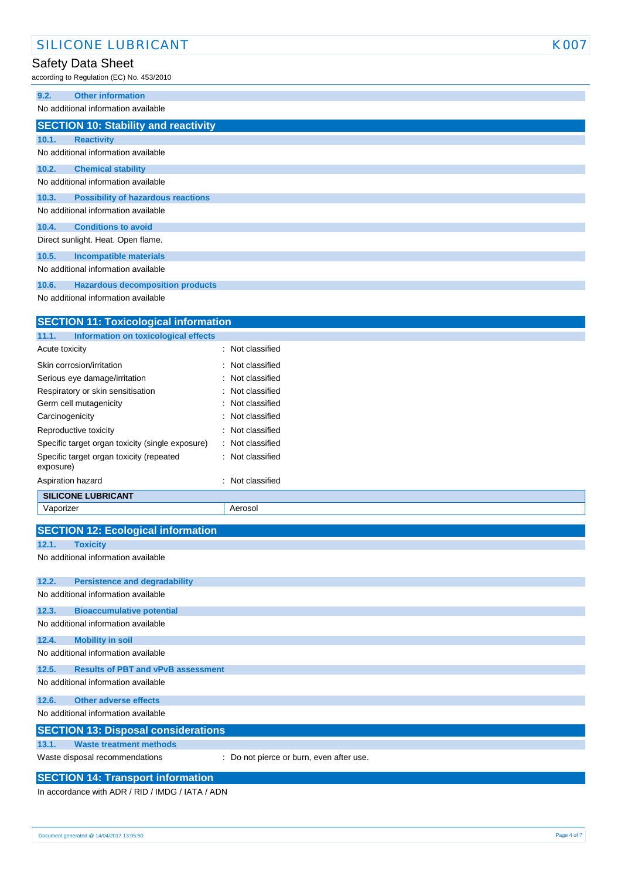### 9.2. Other information

No additional information available

## SECTION 10: Stability and reactivity

### 10.1. Reactivity

No additional information available

### 10.2. Chemical stability

No additional information available

### 10.3. Possibility of hazardous reactions

No additional information available

### 10.4. Conditions to avoid

Direct sunlight. Heat. Open flame.

### 10.5. Incompatible materials

No additional information available

### 10.6. Hazardous decomposition products

No additional information available

## SECTION 11: Toxicological information

### 11.1. Information on toxicological effects

| | |
|---|---|
| Acute toxicity | : Not classified |
| Skin corrosion/irritation | : Not classified |
| Serious eye damage/irritation | : Not classified |
| Respiratory or skin sensitisation | : Not classified |
| Germ cell mutagenicity | : Not classified |
| Carcinogenicity | : Not classified |
| Reproductive toxicity | : Not classified |
| Specific target organ toxicity (single exposure) | : Not classified |
| Specific target organ toxicity (repeated exposure) | : Not classified |
| Aspiration hazard | : Not classified |

| SILICONE LUBRICANT | |
|---|---|
| Vaporizer | Aerosol |

## SECTION 12: Ecological information

### 12.1. Toxicity

No additional information available

### 12.2. Persistence and degradability

No additional information available

### 12.3. Bioaccumulative potential

No additional information available

### 12.4. Mobility in soil

No additional information available

### 12.5. Results of PBT and vPvB assessment

No additional information available

### 12.6. Other adverse effects

No additional information available

## SECTION 13: Disposal considerations

### 13.1. Waste treatment methods

Waste disposal recommendations : Do not pierce or burn, even after use.

## SECTION 14: Transport information

In accordance with ADR / RID / IMDG / IATA / ADN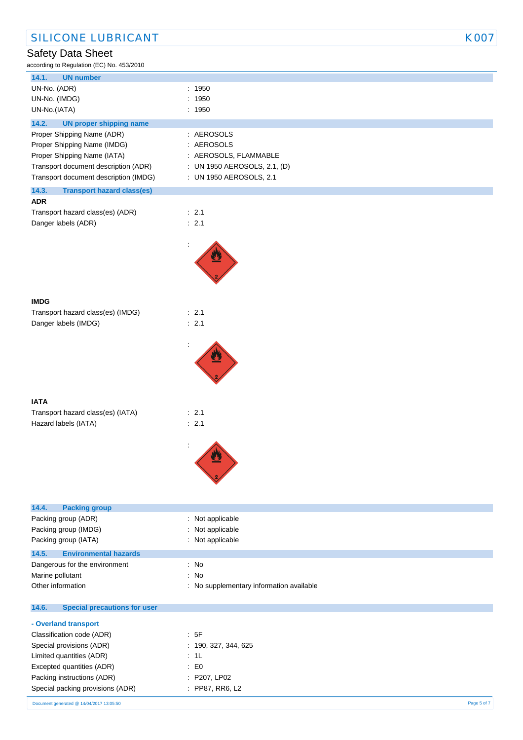### 14.1. UN number

| | |
|---|---|
| UN-No. (ADR) | : 1950 |
| UN-No. (IMDG) | : 1950 |
| UN-No.(IATA) | : 1950 |

### 14.2. UN proper shipping name

| | |
|---|---|
| Proper Shipping Name (ADR) | : AEROSOLS |
| Proper Shipping Name (IMDG) | : AEROSOLS |
| Proper Shipping Name (IATA) | : AEROSOLS, FLAMMABLE |
| Transport document description (ADR) | : UN 1950 AEROSOLS, 2.1, (D) |
| Transport document description (IMDG) | : UN 1950 AEROSOLS, 2.1 |

### 14.3. Transport hazard class(es)

**ADR**

| | |
|---|---|
| Transport hazard class(es) (ADR) | : 2.1 |
| Danger labels (ADR) | : 2.1 |

:

**IMDG**

| | |
|---|---|
| Transport hazard class(es) (IMDG) | : 2.1 |
| Danger labels (IMDG) | : 2.1 |

:

**IATA**

| | |
|---|---|
| Transport hazard class(es) (IATA) | : 2.1 |
| Hazard labels (IATA) | : 2.1 |

:

### 14.4. Packing group

| | |
|---|---|
| Packing group (ADR) | : Not applicable |
| Packing group (IMDG) | : Not applicable |
| Packing group (IATA) | : Not applicable |

### 14.5. Environmental hazards

| | |
|---|---|
| Dangerous for the environment | : No |
| Marine pollutant | : No |
| Other information | : No supplementary information available |

### 14.6. Special precautions for user

**- Overland transport**

| | |
|---|---|
| Classification code (ADR) | : 5F |
| Special provisions (ADR) | : 190, 327, 344, 625 |
| Limited quantities (ADR) | : 1L |
| Excepted quantities (ADR) | : E0 |
| Packing instructions (ADR) | : P207, LP02 |
| Special packing provisions (ADR) | : PP87, RR6, L2 |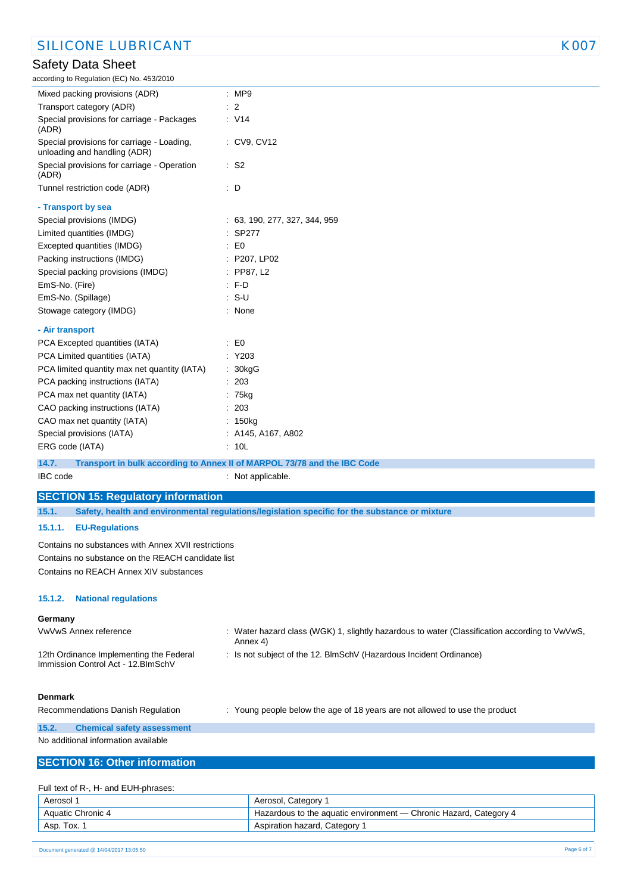| | |
|---|---|
| Mixed packing provisions (ADR) | : MP9 |
| Transport category (ADR) | : 2 |
| Special provisions for carriage - Packages (ADR) | : V14 |
| Special provisions for carriage - Loading, unloading and handling (ADR) | : CV9, CV12 |
| Special provisions for carriage - Operation (ADR) | : S2 |
| Tunnel restriction code (ADR) | : D |

**- Transport by sea**

| | |
|---|---|
| Special provisions (IMDG) | : 63, 190, 277, 327, 344, 959 |
| Limited quantities (IMDG) | : SP277 |
| Excepted quantities (IMDG) | : E0 |
| Packing instructions (IMDG) | : P207, LP02 |
| Special packing provisions (IMDG) | : PP87, L2 |
| EmS-No. (Fire) | : F-D |
| EmS-No. (Spillage) | : S-U |
| Stowage category (IMDG) | : None |

**- Air transport**

| | |
|---|---|
| PCA Excepted quantities (IATA) | : E0 |
| PCA Limited quantities (IATA) | : Y203 |
| PCA limited quantity max net quantity (IATA) | : 30kgG |
| PCA packing instructions (IATA) | : 203 |
| PCA max net quantity (IATA) | : 75kg |
| CAO packing instructions (IATA) | : 203 |
| CAO max net quantity (IATA) | : 150kg |
| Special provisions (IATA) | : A145, A167, A802 |
| ERG code (IATA) | : 10L |

### 14.7. Transport in bulk according to Annex II of MARPOL 73/78 and the IBC Code

IBC code : Not applicable.

## SECTION 15: Regulatory information

### 15.1. Safety, health and environmental regulations/legislation specific for the substance or mixture

#### 15.1.1. EU-Regulations

Contains no substances with Annex XVII restrictions

Contains no substance on the REACH candidate list

Contains no REACH Annex XIV substances

#### 15.1.2. National regulations

**Germany**

| | |
|---|---|
| VwVwS Annex reference | : Water hazard class (WGK) 1, slightly hazardous to water (Classification according to VwVwS, Annex 4) |
| 12th Ordinance Implementing the Federal Immission Control Act - 12.BImSchV | : Is not subject of the 12. BlmSchV (Hazardous Incident Ordinance) |

**Denmark**

| | |
|---|---|
| Recommendations Danish Regulation | : Young people below the age of 18 years are not allowed to use the product |

### 15.2. Chemical safety assessment

No additional information available

## SECTION 16: Other information

Full text of R-, H- and EUH-phrases:

| | |
|---|---|
| Aerosol 1 | Aerosol, Category 1 |
| Aquatic Chronic 4 | Hazardous to the aquatic environment — Chronic Hazard, Category 4 |
| Asp. Tox. 1 | Aspiration hazard, Category 1 |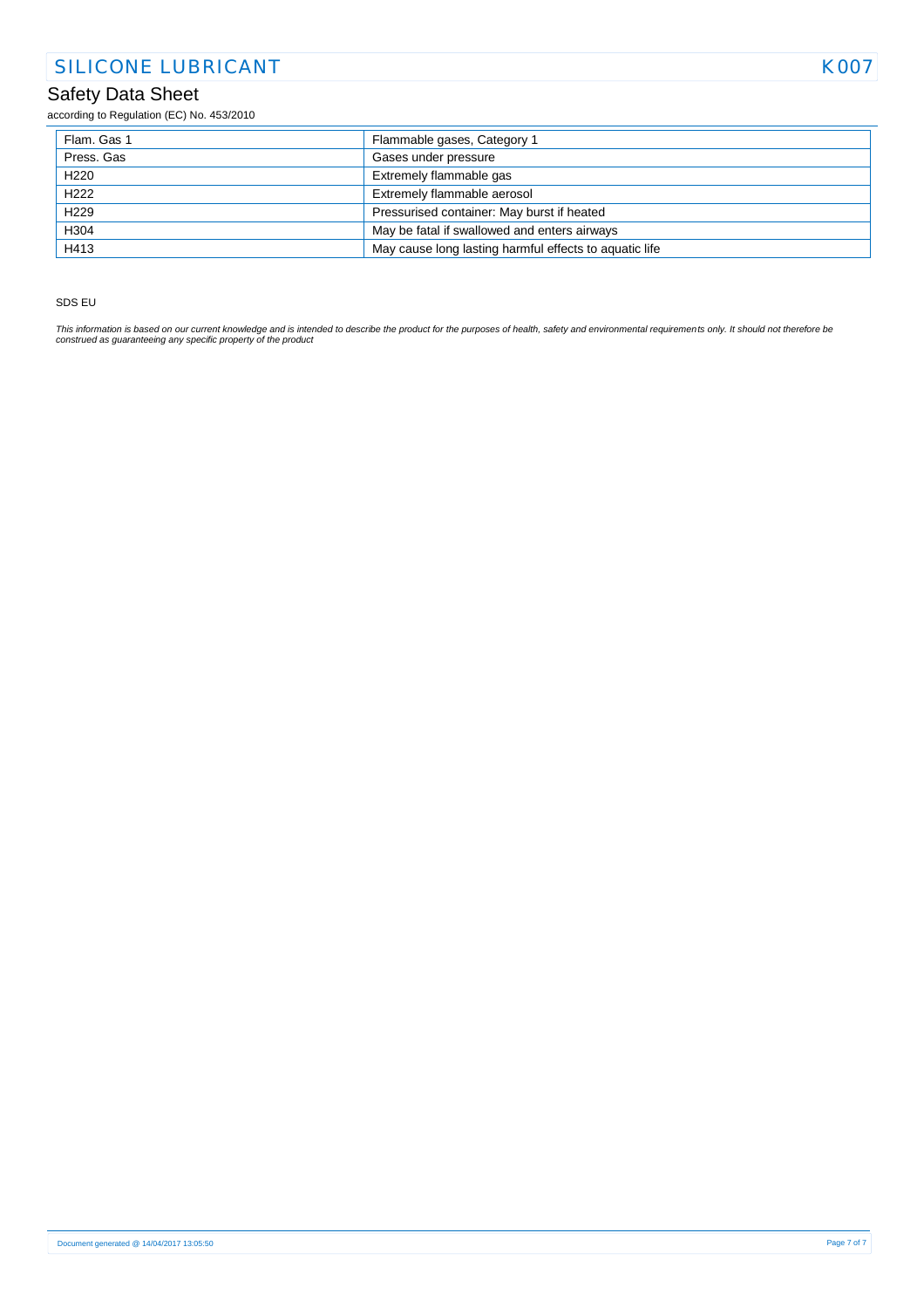| | |
|---|---|
| Flam. Gas 1 | Flammable gases, Category 1 |
| Press. Gas | Gases under pressure |
| H220 | Extremely flammable gas |
| H222 | Extremely flammable aerosol |
| H229 | Pressurised container: May burst if heated |
| H304 | May be fatal if swallowed and enters airways |
| H413 | May cause long lasting harmful effects to aquatic life |

SDS EU

*This information is based on our current knowledge and is intended to describe the product for the purposes of health, safety and environmental requirements only. It should not therefore be construed as guaranteeing any specific property of the product*